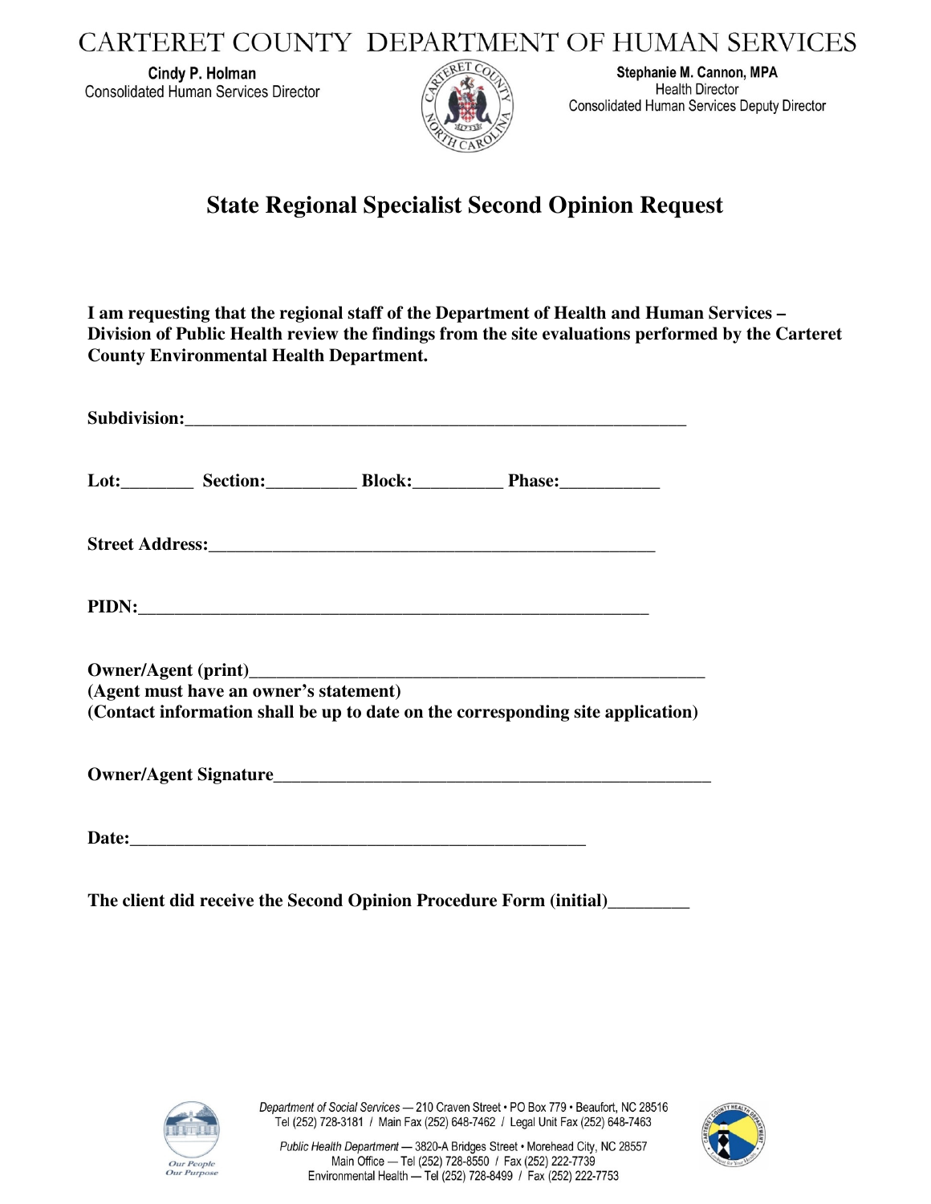# CARTERET COUNTY DEPARTMENT OF HUMAN SERVICES

**Cindy P. Holman**
Consolidated Human Services Director

**Stephanie M. Cannon, MPA**
Health Director
Consolidated Human Services Deputy Director

## State Regional Specialist Second Opinion Request

**I am requesting that the regional staff of the Department of Health and Human Services – Division of Public Health review the findings from the site evaluations performed by the Carteret County Environmental Health Department.**

**Subdivision:**___________________________________________________________

**Lot:**________ **Section:**__________ **Block:**__________ **Phase:**___________

**Street Address:**_____________________________________________________

**PIDN:**__________________________________________________________

**Owner/Agent (print)**__________________________________________________
**(Agent must have an owner's statement)**
**(Contact information shall be up to date on the corresponding site application)**

**Owner/Agent Signature**_________________________________________________

**Date:**___________________________________________________

**The client did receive the Second Opinion Procedure Form (initial)**_________

*Department of Social Services* — 210 Craven Street • PO Box 779 • Beaufort, NC 28516
Tel (252) 728-3181 / Main Fax (252) 648-7462 / Legal Unit Fax (252) 648-7463

*Public Health Department* — 3820-A Bridges Street • Morehead City, NC 28557
Main Office — Tel (252) 728-8550 / Fax (252) 222-7739
Environmental Health — Tel (252) 728-8499 / Fax (252) 222-7753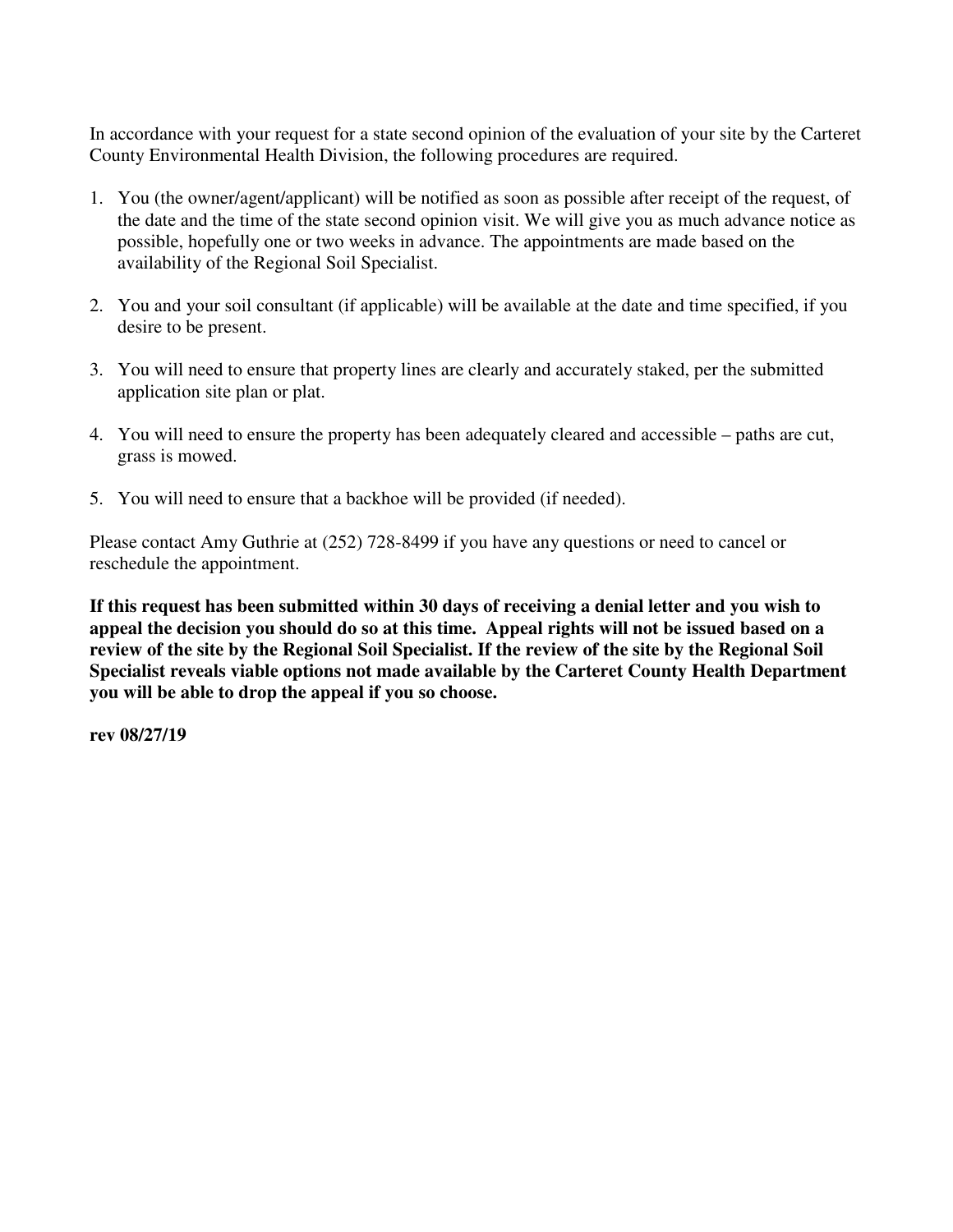In accordance with your request for a state second opinion of the evaluation of your site by the Carteret County Environmental Health Division, the following procedures are required.

1. You (the owner/agent/applicant) will be notified as soon as possible after receipt of the request, of the date and the time of the state second opinion visit. We will give you as much advance notice as possible, hopefully one or two weeks in advance. The appointments are made based on the availability of the Regional Soil Specialist.

2. You and your soil consultant (if applicable) will be available at the date and time specified, if you desire to be present.

3. You will need to ensure that property lines are clearly and accurately staked, per the submitted application site plan or plat.

4. You will need to ensure the property has been adequately cleared and accessible – paths are cut, grass is mowed.

5. You will need to ensure that a backhoe will be provided (if needed).

Please contact Amy Guthrie at (252) 728-8499 if you have any questions or need to cancel or reschedule the appointment.

**If this request has been submitted within 30 days of receiving a denial letter and you wish to appeal the decision you should do so at this time. Appeal rights will not be issued based on a review of the site by the Regional Soil Specialist. If the review of the site by the Regional Soil Specialist reveals viable options not made available by the Carteret County Health Department you will be able to drop the appeal if you so choose.**

**rev 08/27/19**